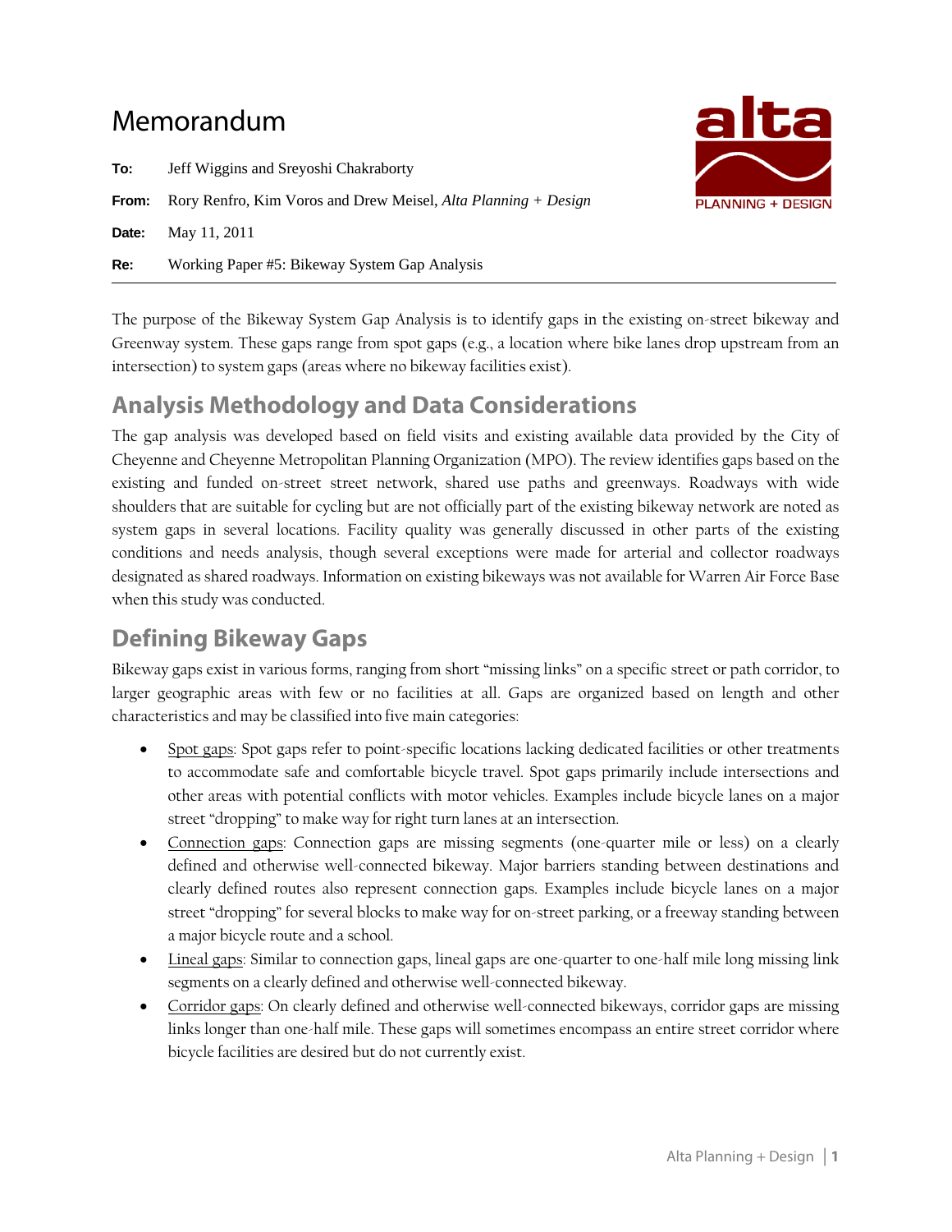# Memorandum

**To:** Jeff Wiggins and Sreyoshi Chakraborty

**From:** Rory Renfro, Kim Voros and Drew Meisel, *Alta Planning + Design*

**Date:** May 11, 2011

**Re:** Working Paper #5: Bikeway System Gap Analysis

---

The purpose of the Bikeway System Gap Analysis is to identify gaps in the existing on-street bikeway and Greenway system. These gaps range from spot gaps (e.g., a location where bike lanes drop upstream from an intersection) to system gaps (areas where no bikeway facilities exist).

## Analysis Methodology and Data Considerations

The gap analysis was developed based on field visits and existing available data provided by the City of Cheyenne and Cheyenne Metropolitan Planning Organization (MPO). The review identifies gaps based on the existing and funded on-street street network, shared use paths and greenways. Roadways with wide shoulders that are suitable for cycling but are not officially part of the existing bikeway network are noted as system gaps in several locations. Facility quality was generally discussed in other parts of the existing conditions and needs analysis, though several exceptions were made for arterial and collector roadways designated as shared roadways. Information on existing bikeways was not available for Warren Air Force Base when this study was conducted.

## Defining Bikeway Gaps

Bikeway gaps exist in various forms, ranging from short "missing links" on a specific street or path corridor, to larger geographic areas with few or no facilities at all. Gaps are organized based on length and other characteristics and may be classified into five main categories:

- Spot gaps: Spot gaps refer to point-specific locations lacking dedicated facilities or other treatments to accommodate safe and comfortable bicycle travel. Spot gaps primarily include intersections and other areas with potential conflicts with motor vehicles. Examples include bicycle lanes on a major street "dropping" to make way for right turn lanes at an intersection.
- Connection gaps: Connection gaps are missing segments (one-quarter mile or less) on a clearly defined and otherwise well-connected bikeway. Major barriers standing between destinations and clearly defined routes also represent connection gaps. Examples include bicycle lanes on a major street "dropping" for several blocks to make way for on-street parking, or a freeway standing between a major bicycle route and a school.
- Lineal gaps: Similar to connection gaps, lineal gaps are one-quarter to one-half mile long missing link segments on a clearly defined and otherwise well-connected bikeway.
- Corridor gaps: On clearly defined and otherwise well-connected bikeways, corridor gaps are missing links longer than one-half mile. These gaps will sometimes encompass an entire street corridor where bicycle facilities are desired but do not currently exist.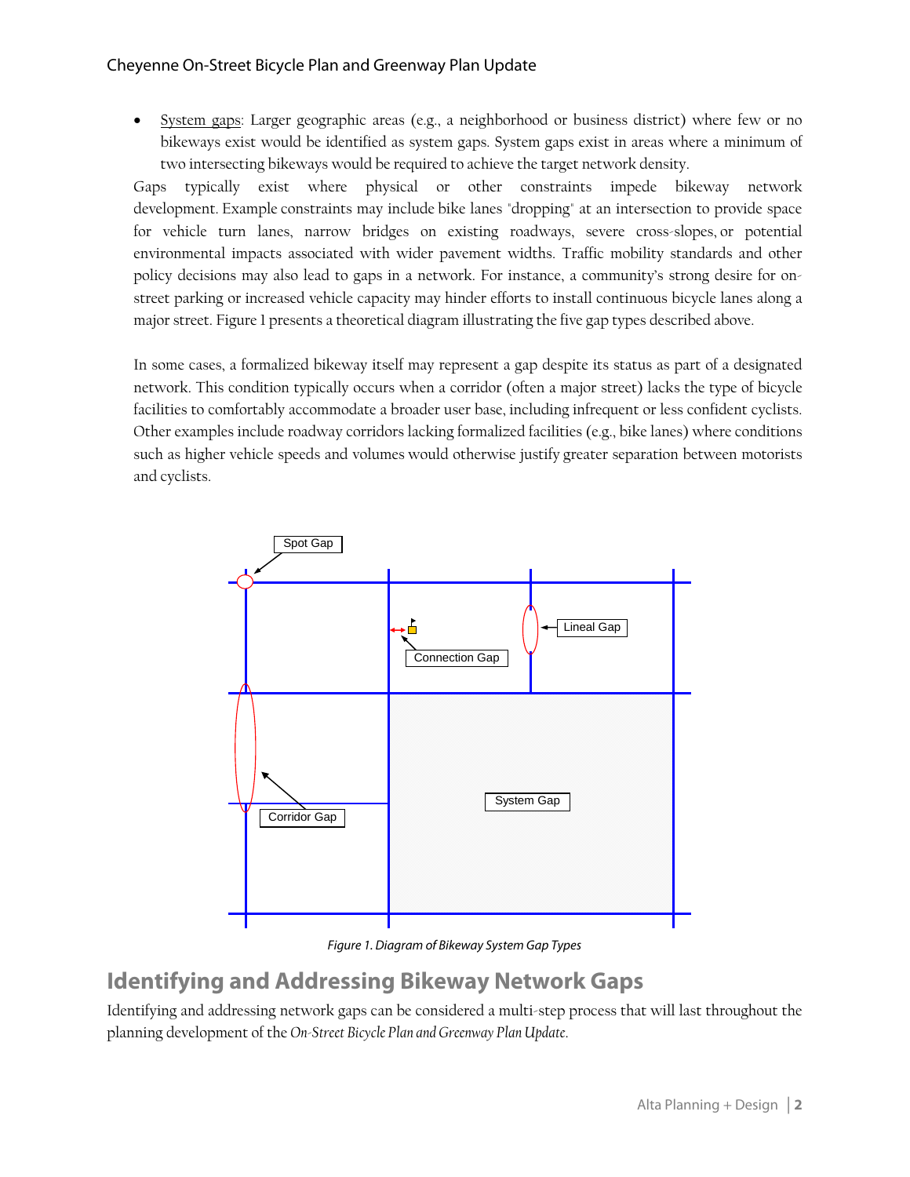- System gaps: Larger geographic areas (e.g., a neighborhood or business district) where few or no bikeways exist would be identified as system gaps. System gaps exist in areas where a minimum of two intersecting bikeways would be required to achieve the target network density.

Gaps typically exist where physical or other constraints impede bikeway network development. Example constraints may include bike lanes "dropping" at an intersection to provide space for vehicle turn lanes, narrow bridges on existing roadways, severe cross-slopes, or potential environmental impacts associated with wider pavement widths. Traffic mobility standards and other policy decisions may also lead to gaps in a network. For instance, a community's strong desire for on-street parking or increased vehicle capacity may hinder efforts to install continuous bicycle lanes along a major street. Figure 1 presents a theoretical diagram illustrating the five gap types described above.

In some cases, a formalized bikeway itself may represent a gap despite its status as part of a designated network. This condition typically occurs when a corridor (often a major street) lacks the type of bicycle facilities to comfortably accommodate a broader user base, including infrequent or less confident cyclists. Other examples include roadway corridors lacking formalized facilities (e.g., bike lanes) where conditions such as higher vehicle speeds and volumes would otherwise justify greater separation between motorists and cyclists.

Spot Gap

Lineal Gap

Connection Gap

Corridor Gap

System Gap

*Figure 1. Diagram of Bikeway System Gap Types*

## Identifying and Addressing Bikeway Network Gaps

Identifying and addressing network gaps can be considered a multi-step process that will last throughout the planning development of the *On-Street Bicycle Plan and Greenway Plan Update*.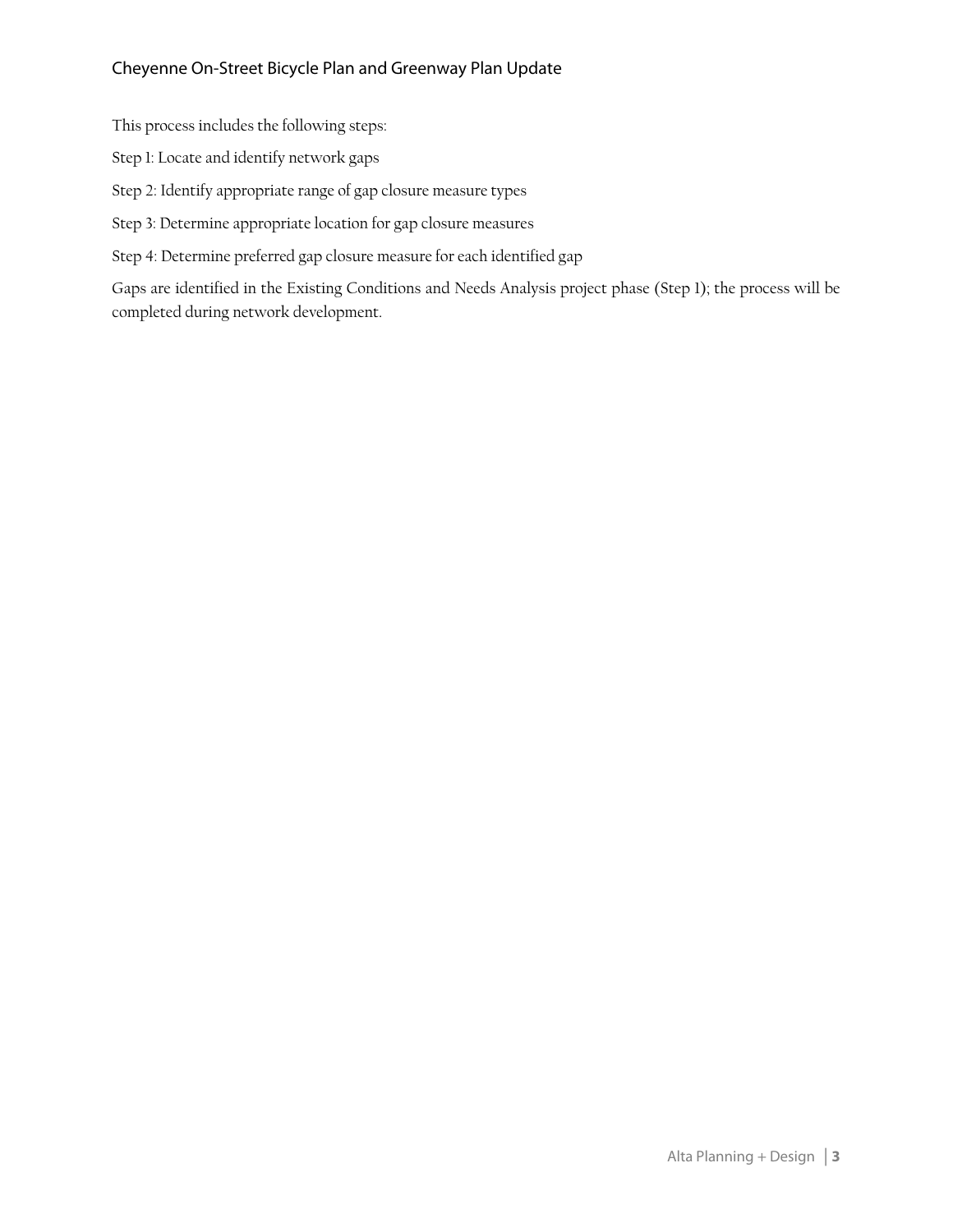This process includes the following steps:

Step 1: Locate and identify network gaps

Step 2: Identify appropriate range of gap closure measure types

Step 3: Determine appropriate location for gap closure measures

Step 4: Determine preferred gap closure measure for each identified gap

Gaps are identified in the Existing Conditions and Needs Analysis project phase (Step 1); the process will be completed during network development.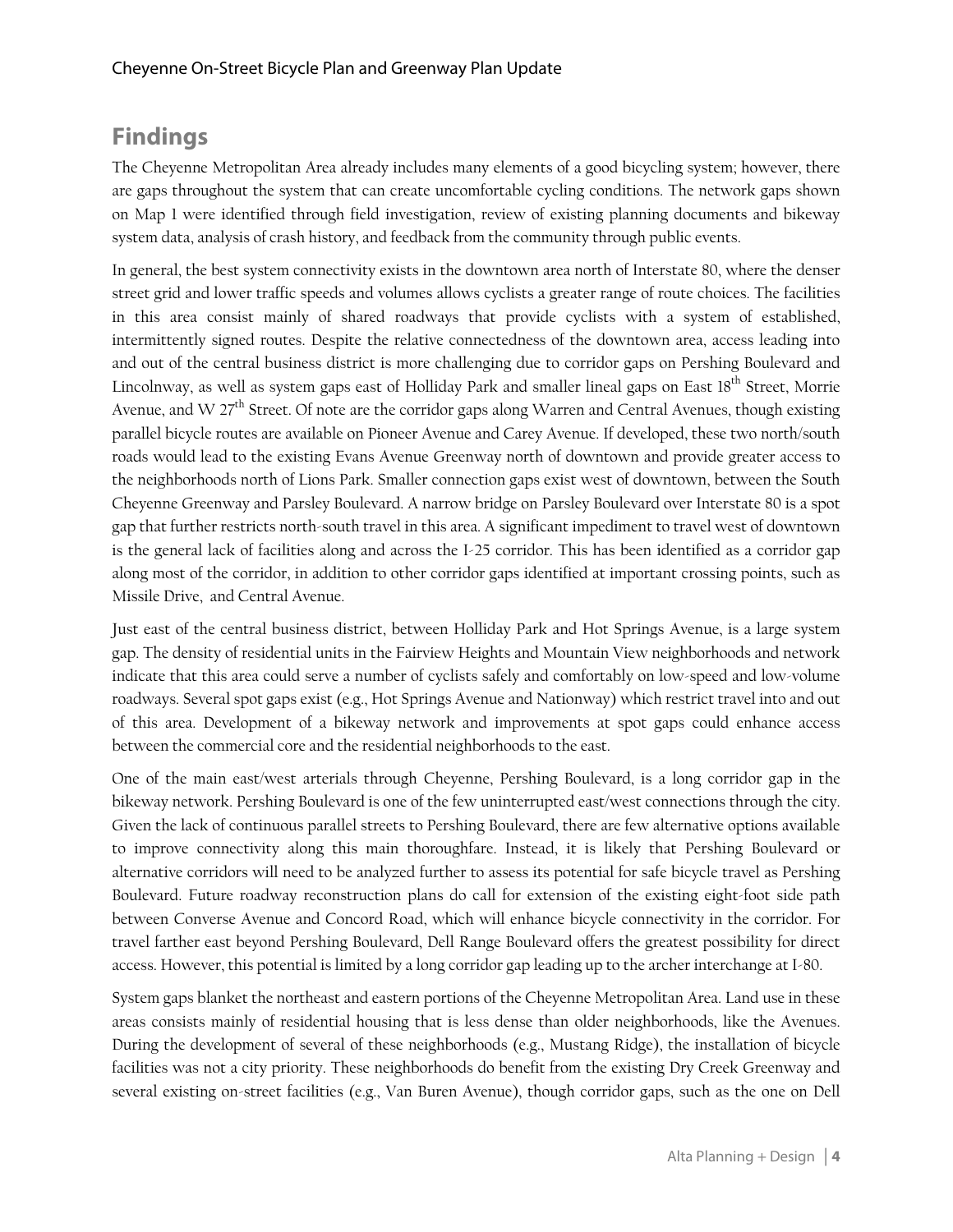## Findings

The Cheyenne Metropolitan Area already includes many elements of a good bicycling system; however, there are gaps throughout the system that can create uncomfortable cycling conditions. The network gaps shown on Map 1 were identified through field investigation, review of existing planning documents and bikeway system data, analysis of crash history, and feedback from the community through public events.

In general, the best system connectivity exists in the downtown area north of Interstate 80, where the denser street grid and lower traffic speeds and volumes allows cyclists a greater range of route choices. The facilities in this area consist mainly of shared roadways that provide cyclists with a system of established, intermittently signed routes. Despite the relative connectedness of the downtown area, access leading into and out of the central business district is more challenging due to corridor gaps on Pershing Boulevard and Lincolnway, as well as system gaps east of Holliday Park and smaller lineal gaps on East 18th Street, Morrie Avenue, and W 27th Street. Of note are the corridor gaps along Warren and Central Avenues, though existing parallel bicycle routes are available on Pioneer Avenue and Carey Avenue. If developed, these two north/south roads would lead to the existing Evans Avenue Greenway north of downtown and provide greater access to the neighborhoods north of Lions Park. Smaller connection gaps exist west of downtown, between the South Cheyenne Greenway and Parsley Boulevard. A narrow bridge on Parsley Boulevard over Interstate 80 is a spot gap that further restricts north-south travel in this area. A significant impediment to travel west of downtown is the general lack of facilities along and across the I-25 corridor. This has been identified as a corridor gap along most of the corridor, in addition to other corridor gaps identified at important crossing points, such as Missile Drive, and Central Avenue.

Just east of the central business district, between Holliday Park and Hot Springs Avenue, is a large system gap. The density of residential units in the Fairview Heights and Mountain View neighborhoods and network indicate that this area could serve a number of cyclists safely and comfortably on low-speed and low-volume roadways. Several spot gaps exist (e.g., Hot Springs Avenue and Nationway) which restrict travel into and out of this area. Development of a bikeway network and improvements at spot gaps could enhance access between the commercial core and the residential neighborhoods to the east.

One of the main east/west arterials through Cheyenne, Pershing Boulevard, is a long corridor gap in the bikeway network. Pershing Boulevard is one of the few uninterrupted east/west connections through the city. Given the lack of continuous parallel streets to Pershing Boulevard, there are few alternative options available to improve connectivity along this main thoroughfare. Instead, it is likely that Pershing Boulevard or alternative corridors will need to be analyzed further to assess its potential for safe bicycle travel as Pershing Boulevard. Future roadway reconstruction plans do call for extension of the existing eight-foot side path between Converse Avenue and Concord Road, which will enhance bicycle connectivity in the corridor. For travel farther east beyond Pershing Boulevard, Dell Range Boulevard offers the greatest possibility for direct access. However, this potential is limited by a long corridor gap leading up to the archer interchange at I-80.

System gaps blanket the northeast and eastern portions of the Cheyenne Metropolitan Area. Land use in these areas consists mainly of residential housing that is less dense than older neighborhoods, like the Avenues. During the development of several of these neighborhoods (e.g., Mustang Ridge), the installation of bicycle facilities was not a city priority. These neighborhoods do benefit from the existing Dry Creek Greenway and several existing on-street facilities (e.g., Van Buren Avenue), though corridor gaps, such as the one on Dell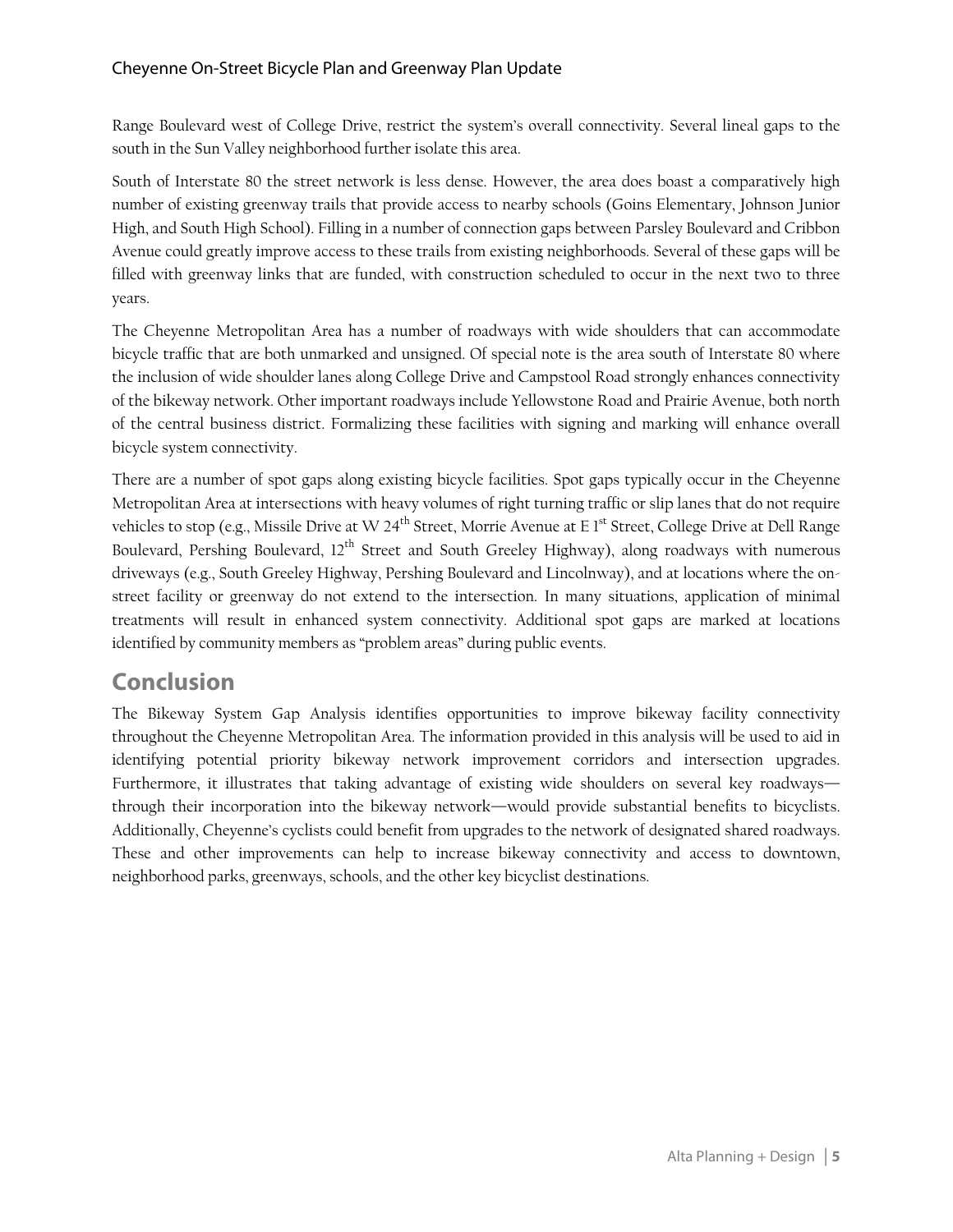Range Boulevard west of College Drive, restrict the system's overall connectivity. Several lineal gaps to the south in the Sun Valley neighborhood further isolate this area.

South of Interstate 80 the street network is less dense. However, the area does boast a comparatively high number of existing greenway trails that provide access to nearby schools (Goins Elementary, Johnson Junior High, and South High School). Filling in a number of connection gaps between Parsley Boulevard and Cribbon Avenue could greatly improve access to these trails from existing neighborhoods. Several of these gaps will be filled with greenway links that are funded, with construction scheduled to occur in the next two to three years.

The Cheyenne Metropolitan Area has a number of roadways with wide shoulders that can accommodate bicycle traffic that are both unmarked and unsigned. Of special note is the area south of Interstate 80 where the inclusion of wide shoulder lanes along College Drive and Campstool Road strongly enhances connectivity of the bikeway network. Other important roadways include Yellowstone Road and Prairie Avenue, both north of the central business district. Formalizing these facilities with signing and marking will enhance overall bicycle system connectivity.

There are a number of spot gaps along existing bicycle facilities. Spot gaps typically occur in the Cheyenne Metropolitan Area at intersections with heavy volumes of right turning traffic or slip lanes that do not require vehicles to stop (e.g., Missile Drive at W 24th Street, Morrie Avenue at E 1st Street, College Drive at Dell Range Boulevard, Pershing Boulevard, 12th Street and South Greeley Highway), along roadways with numerous driveways (e.g., South Greeley Highway, Pershing Boulevard and Lincolnway), and at locations where the on-street facility or greenway do not extend to the intersection. In many situations, application of minimal treatments will result in enhanced system connectivity. Additional spot gaps are marked at locations identified by community members as "problem areas" during public events.

## Conclusion

The Bikeway System Gap Analysis identifies opportunities to improve bikeway facility connectivity throughout the Cheyenne Metropolitan Area. The information provided in this analysis will be used to aid in identifying potential priority bikeway network improvement corridors and intersection upgrades. Furthermore, it illustrates that taking advantage of existing wide shoulders on several key roadways—through their incorporation into the bikeway network—would provide substantial benefits to bicyclists. Additionally, Cheyenne's cyclists could benefit from upgrades to the network of designated shared roadways. These and other improvements can help to increase bikeway connectivity and access to downtown, neighborhood parks, greenways, schools, and the other key bicyclist destinations.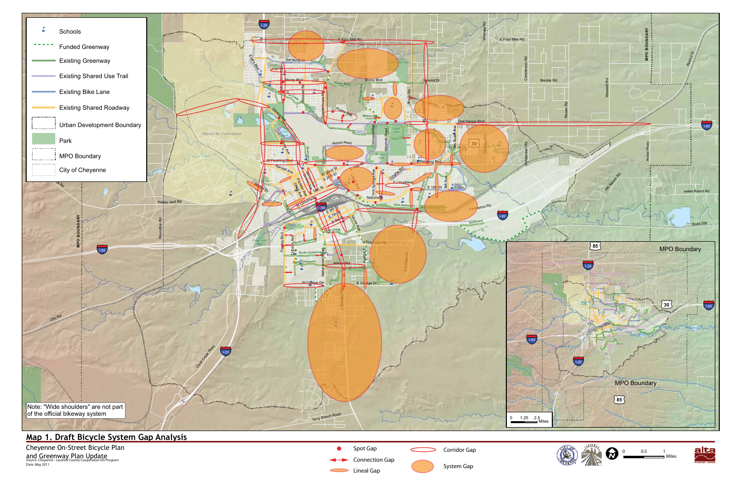# Map 1. Draft Bicycle System Gap Analysis

Cheyenne On-Street Bicycle Plan and Greenway Plan Update

Source: Cheyenne - Laramie County Cooperative GIS Program

Date: May 2011

Schools

Funded Greenway

Existing Greenway

Existing Shared Use Trail

Existing Bike Lane

Existing Shared Roadway

Urban Development Boundary

Park

MPO Boundary

City of Cheyenne

Spot Gap

Connection Gap

Lineal Gap

Corridor Gap

System Gap

Note: "Wide shoulders" are not part of the official bikeway system

0 0.5 1 Miles

MPO Boundary

0 1.25 2.5 Miles